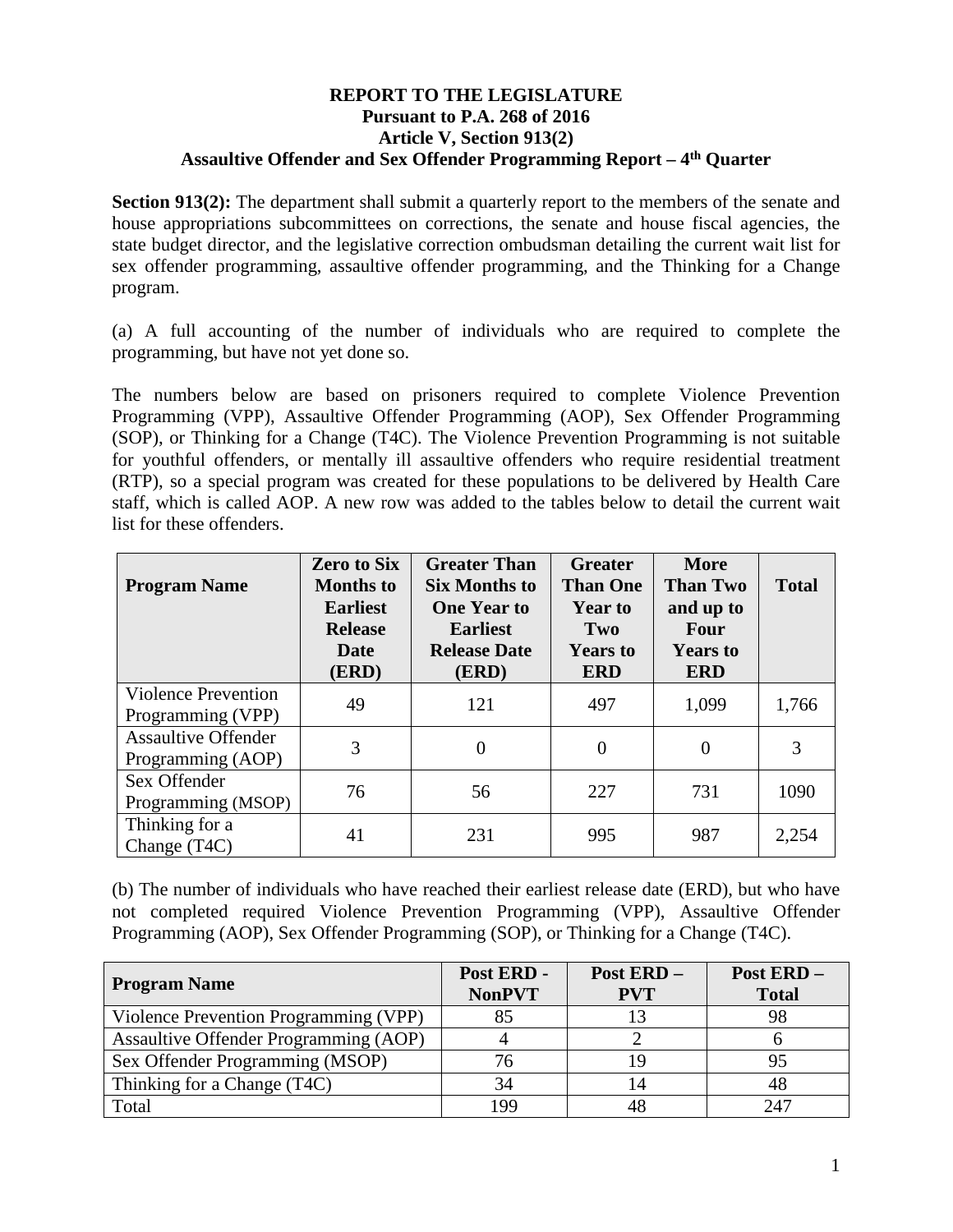**REPORT TO THE LEGISLATURE**
**Pursuant to P.A. 268 of 2016**
**Article V, Section 913(2)**
**Assaultive Offender and Sex Offender Programming Report – 4th Quarter**

**Section 913(2):** The department shall submit a quarterly report to the members of the senate and house appropriations subcommittees on corrections, the senate and house fiscal agencies, the state budget director, and the legislative correction ombudsman detailing the current wait list for sex offender programming, assaultive offender programming, and the Thinking for a Change program.

(a) A full accounting of the number of individuals who are required to complete the programming, but have not yet done so.

The numbers below are based on prisoners required to complete Violence Prevention Programming (VPP), Assaultive Offender Programming (AOP), Sex Offender Programming (SOP), or Thinking for a Change (T4C). The Violence Prevention Programming is not suitable for youthful offenders, or mentally ill assaultive offenders who require residential treatment (RTP), so a special program was created for these populations to be delivered by Health Care staff, which is called AOP. A new row was added to the tables below to detail the current wait list for these offenders.

| Program Name | Zero to Six Months to Earliest Release Date (ERD) | Greater Than Six Months to One Year to Earliest Release Date (ERD) | Greater Than One Year to Two Years to ERD | More Than Two and up to Four Years to ERD | Total |
|---|---|---|---|---|---|
| Violence Prevention Programming (VPP) | 49 | 121 | 497 | 1,099 | 1,766 |
| Assaultive Offender Programming (AOP) | 3 | 0 | 0 | 0 | 3 |
| Sex Offender Programming (MSOP) | 76 | 56 | 227 | 731 | 1090 |
| Thinking for a Change (T4C) | 41 | 231 | 995 | 987 | 2,254 |

(b) The number of individuals who have reached their earliest release date (ERD), but who have not completed required Violence Prevention Programming (VPP), Assaultive Offender Programming (AOP), Sex Offender Programming (SOP), or Thinking for a Change (T4C).

| Program Name | Post ERD - NonPVT | Post ERD – PVT | Post ERD – Total |
|---|---|---|---|
| Violence Prevention Programming (VPP) | 85 | 13 | 98 |
| Assaultive Offender Programming (AOP) | 4 | 2 | 6 |
| Sex Offender Programming (MSOP) | 76 | 19 | 95 |
| Thinking for a Change (T4C) | 34 | 14 | 48 |
| Total | 199 | 48 | 247 |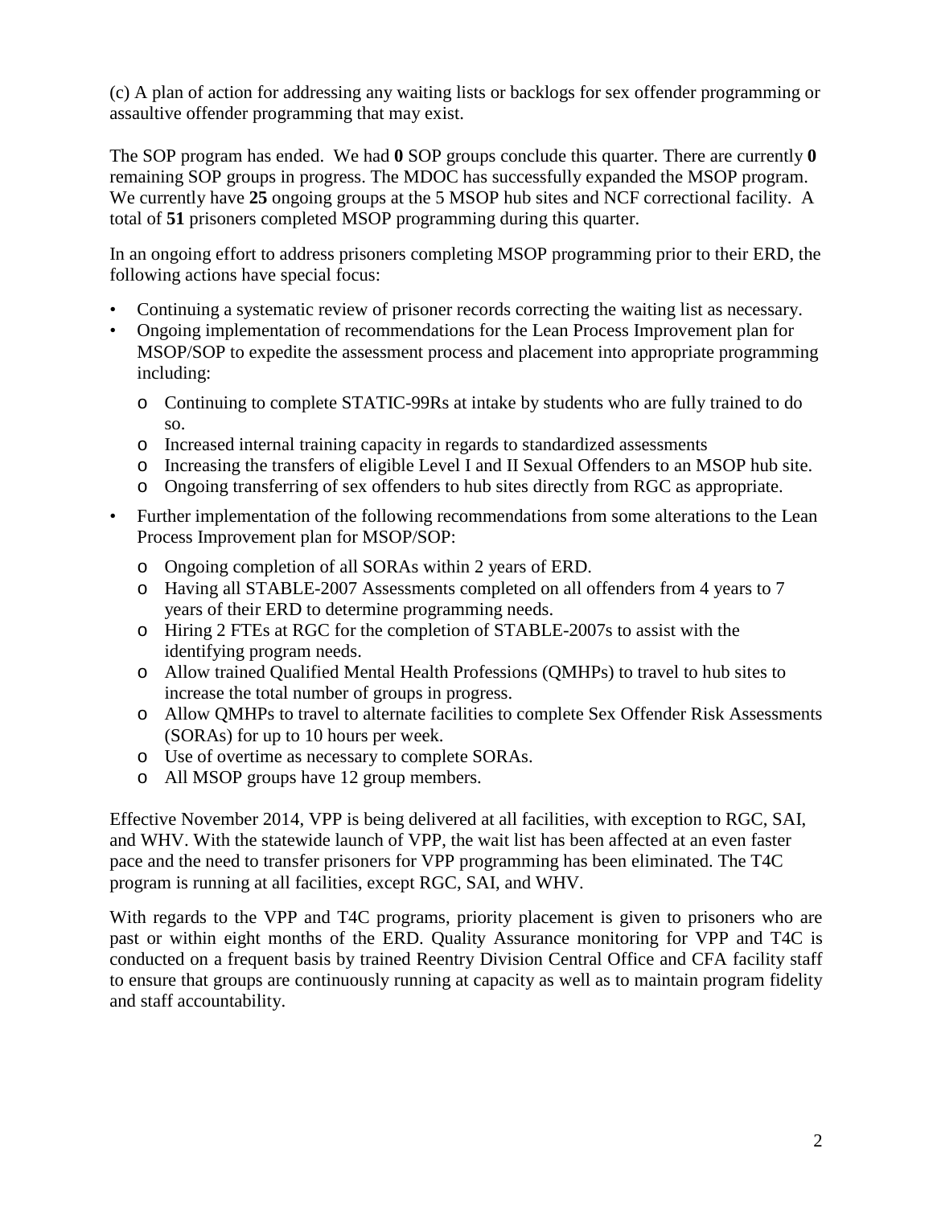(c) A plan of action for addressing any waiting lists or backlogs for sex offender programming or assaultive offender programming that may exist.

The SOP program has ended. We had **0** SOP groups conclude this quarter. There are currently **0** remaining SOP groups in progress. The MDOC has successfully expanded the MSOP program. We currently have **25** ongoing groups at the 5 MSOP hub sites and NCF correctional facility. A total of **51** prisoners completed MSOP programming during this quarter.

In an ongoing effort to address prisoners completing MSOP programming prior to their ERD, the following actions have special focus:

- Continuing a systematic review of prisoner records correcting the waiting list as necessary.
- Ongoing implementation of recommendations for the Lean Process Improvement plan for MSOP/SOP to expedite the assessment process and placement into appropriate programming including:
  - Continuing to complete STATIC-99Rs at intake by students who are fully trained to do so.
  - Increased internal training capacity in regards to standardized assessments
  - Increasing the transfers of eligible Level I and II Sexual Offenders to an MSOP hub site.
  - Ongoing transferring of sex offenders to hub sites directly from RGC as appropriate.
- Further implementation of the following recommendations from some alterations to the Lean Process Improvement plan for MSOP/SOP:
  - Ongoing completion of all SORAs within 2 years of ERD.
  - Having all STABLE-2007 Assessments completed on all offenders from 4 years to 7 years of their ERD to determine programming needs.
  - Hiring 2 FTEs at RGC for the completion of STABLE-2007s to assist with the identifying program needs.
  - Allow trained Qualified Mental Health Professions (QMHPs) to travel to hub sites to increase the total number of groups in progress.
  - Allow QMHPs to travel to alternate facilities to complete Sex Offender Risk Assessments (SORAs) for up to 10 hours per week.
  - Use of overtime as necessary to complete SORAs.
  - All MSOP groups have 12 group members.

Effective November 2014, VPP is being delivered at all facilities, with exception to RGC, SAI, and WHV. With the statewide launch of VPP, the wait list has been affected at an even faster pace and the need to transfer prisoners for VPP programming has been eliminated. The T4C program is running at all facilities, except RGC, SAI, and WHV.

With regards to the VPP and T4C programs, priority placement is given to prisoners who are past or within eight months of the ERD. Quality Assurance monitoring for VPP and T4C is conducted on a frequent basis by trained Reentry Division Central Office and CFA facility staff to ensure that groups are continuously running at capacity as well as to maintain program fidelity and staff accountability.